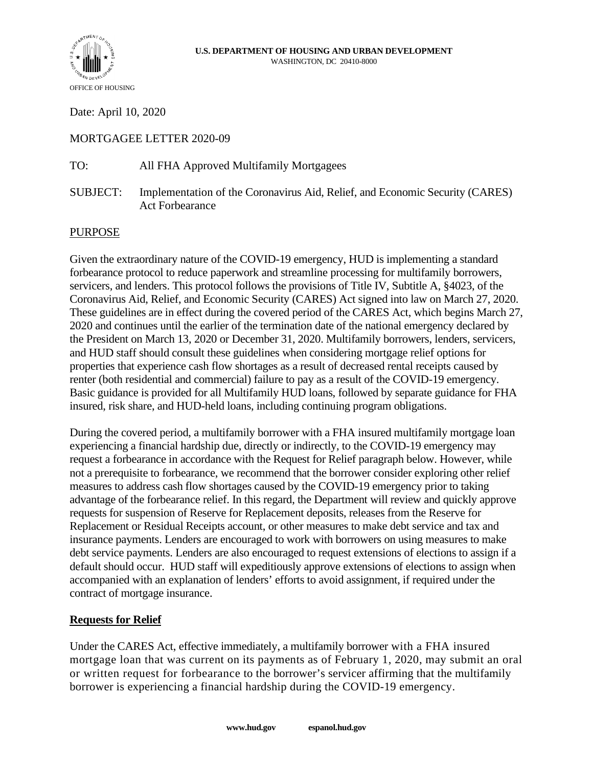U.S. DEPARTMENT OF HOUSING AND URBAN DEVELOPMENT
WASHINGTON, DC 20410-8000

OFFICE OF HOUSING

Date: April 10, 2020

MORTGAGEE LETTER 2020-09

TO: All FHA Approved Multifamily Mortgagees

SUBJECT: Implementation of the Coronavirus Aid, Relief, and Economic Security (CARES) Act Forbearance

## PURPOSE

Given the extraordinary nature of the COVID-19 emergency, HUD is implementing a standard forbearance protocol to reduce paperwork and streamline processing for multifamily borrowers, servicers, and lenders. This protocol follows the provisions of Title IV, Subtitle A, §4023, of the Coronavirus Aid, Relief, and Economic Security (CARES) Act signed into law on March 27, 2020. These guidelines are in effect during the covered period of the CARES Act, which begins March 27, 2020 and continues until the earlier of the termination date of the national emergency declared by the President on March 13, 2020 or December 31, 2020. Multifamily borrowers, lenders, servicers, and HUD staff should consult these guidelines when considering mortgage relief options for properties that experience cash flow shortages as a result of decreased rental receipts caused by renter (both residential and commercial) failure to pay as a result of the COVID-19 emergency. Basic guidance is provided for all Multifamily HUD loans, followed by separate guidance for FHA insured, risk share, and HUD-held loans, including continuing program obligations.

During the covered period, a multifamily borrower with a FHA insured multifamily mortgage loan experiencing a financial hardship due, directly or indirectly, to the COVID-19 emergency may request a forbearance in accordance with the Request for Relief paragraph below. However, while not a prerequisite to forbearance, we recommend that the borrower consider exploring other relief measures to address cash flow shortages caused by the COVID-19 emergency prior to taking advantage of the forbearance relief. In this regard, the Department will review and quickly approve requests for suspension of Reserve for Replacement deposits, releases from the Reserve for Replacement or Residual Receipts account, or other measures to make debt service and tax and insurance payments. Lenders are encouraged to work with borrowers on using measures to make debt service payments. Lenders are also encouraged to request extensions of elections to assign if a default should occur. HUD staff will expeditiously approve extensions of elections to assign when accompanied with an explanation of lenders' efforts to avoid assignment, if required under the contract of mortgage insurance.

## Requests for Relief

Under the CARES Act, effective immediately, a multifamily borrower with a FHA insured mortgage loan that was current on its payments as of February 1, 2020, may submit an oral or written request for forbearance to the borrower's servicer affirming that the multifamily borrower is experiencing a financial hardship during the COVID-19 emergency.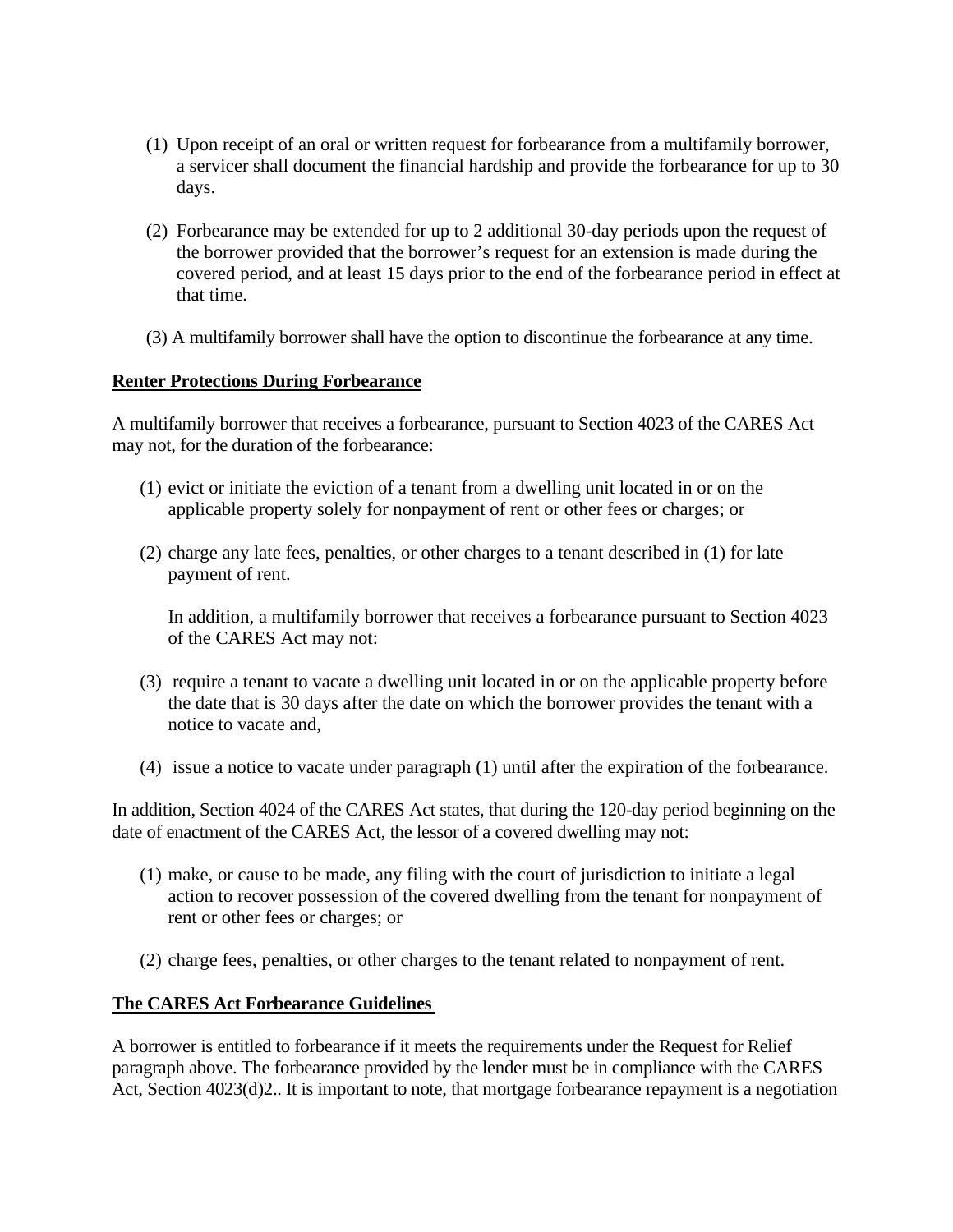(1) Upon receipt of an oral or written request for forbearance from a multifamily borrower, a servicer shall document the financial hardship and provide the forbearance for up to 30 days.

(2) Forbearance may be extended for up to 2 additional 30-day periods upon the request of the borrower provided that the borrower's request for an extension is made during the covered period, and at least 15 days prior to the end of the forbearance period in effect at that time.

(3) A multifamily borrower shall have the option to discontinue the forbearance at any time.

**Renter Protections During Forbearance**

A multifamily borrower that receives a forbearance, pursuant to Section 4023 of the CARES Act may not, for the duration of the forbearance:

(1) evict or initiate the eviction of a tenant from a dwelling unit located in or on the applicable property solely for nonpayment of rent or other fees or charges; or

(2) charge any late fees, penalties, or other charges to a tenant described in (1) for late payment of rent.

In addition, a multifamily borrower that receives a forbearance pursuant to Section 4023 of the CARES Act may not:

(3) require a tenant to vacate a dwelling unit located in or on the applicable property before the date that is 30 days after the date on which the borrower provides the tenant with a notice to vacate and,

(4) issue a notice to vacate under paragraph (1) until after the expiration of the forbearance.

In addition, Section 4024 of the CARES Act states, that during the 120-day period beginning on the date of enactment of the CARES Act, the lessor of a covered dwelling may not:

(1) make, or cause to be made, any filing with the court of jurisdiction to initiate a legal action to recover possession of the covered dwelling from the tenant for nonpayment of rent or other fees or charges; or

(2) charge fees, penalties, or other charges to the tenant related to nonpayment of rent.

**The CARES Act Forbearance Guidelines**

A borrower is entitled to forbearance if it meets the requirements under the Request for Relief paragraph above. The forbearance provided by the lender must be in compliance with the CARES Act, Section 4023(d)2.. It is important to note, that mortgage forbearance repayment is a negotiation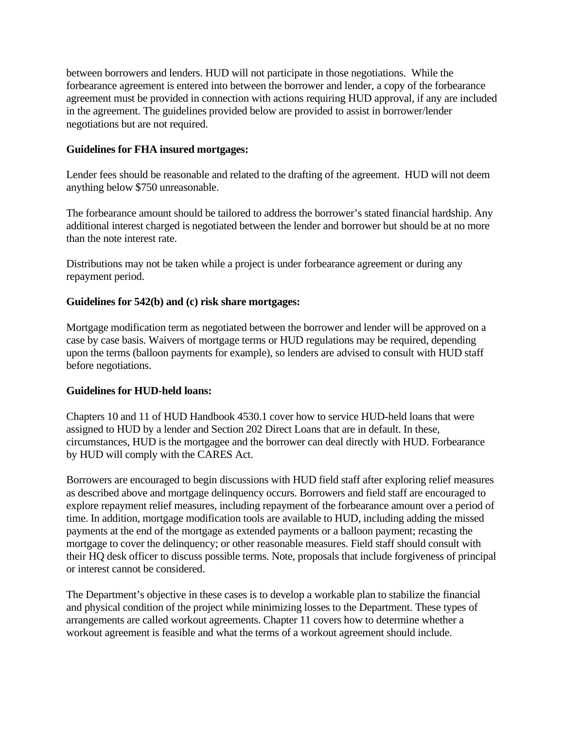between borrowers and lenders. HUD will not participate in those negotiations. While the forbearance agreement is entered into between the borrower and lender, a copy of the forbearance agreement must be provided in connection with actions requiring HUD approval, if any are included in the agreement. The guidelines provided below are provided to assist in borrower/lender negotiations but are not required.

**Guidelines for FHA insured mortgages:**

Lender fees should be reasonable and related to the drafting of the agreement. HUD will not deem anything below $750 unreasonable.

The forbearance amount should be tailored to address the borrower's stated financial hardship. Any additional interest charged is negotiated between the lender and borrower but should be at no more than the note interest rate.

Distributions may not be taken while a project is under forbearance agreement or during any repayment period.

**Guidelines for 542(b) and (c) risk share mortgages:**

Mortgage modification term as negotiated between the borrower and lender will be approved on a case by case basis. Waivers of mortgage terms or HUD regulations may be required, depending upon the terms (balloon payments for example), so lenders are advised to consult with HUD staff before negotiations.

**Guidelines for HUD-held loans:**

Chapters 10 and 11 of HUD Handbook 4530.1 cover how to service HUD-held loans that were assigned to HUD by a lender and Section 202 Direct Loans that are in default. In these, circumstances, HUD is the mortgagee and the borrower can deal directly with HUD. Forbearance by HUD will comply with the CARES Act.

Borrowers are encouraged to begin discussions with HUD field staff after exploring relief measures as described above and mortgage delinquency occurs. Borrowers and field staff are encouraged to explore repayment relief measures, including repayment of the forbearance amount over a period of time. In addition, mortgage modification tools are available to HUD, including adding the missed payments at the end of the mortgage as extended payments or a balloon payment; recasting the mortgage to cover the delinquency; or other reasonable measures. Field staff should consult with their HQ desk officer to discuss possible terms. Note, proposals that include forgiveness of principal or interest cannot be considered.

The Department's objective in these cases is to develop a workable plan to stabilize the financial and physical condition of the project while minimizing losses to the Department. These types of arrangements are called workout agreements. Chapter 11 covers how to determine whether a workout agreement is feasible and what the terms of a workout agreement should include.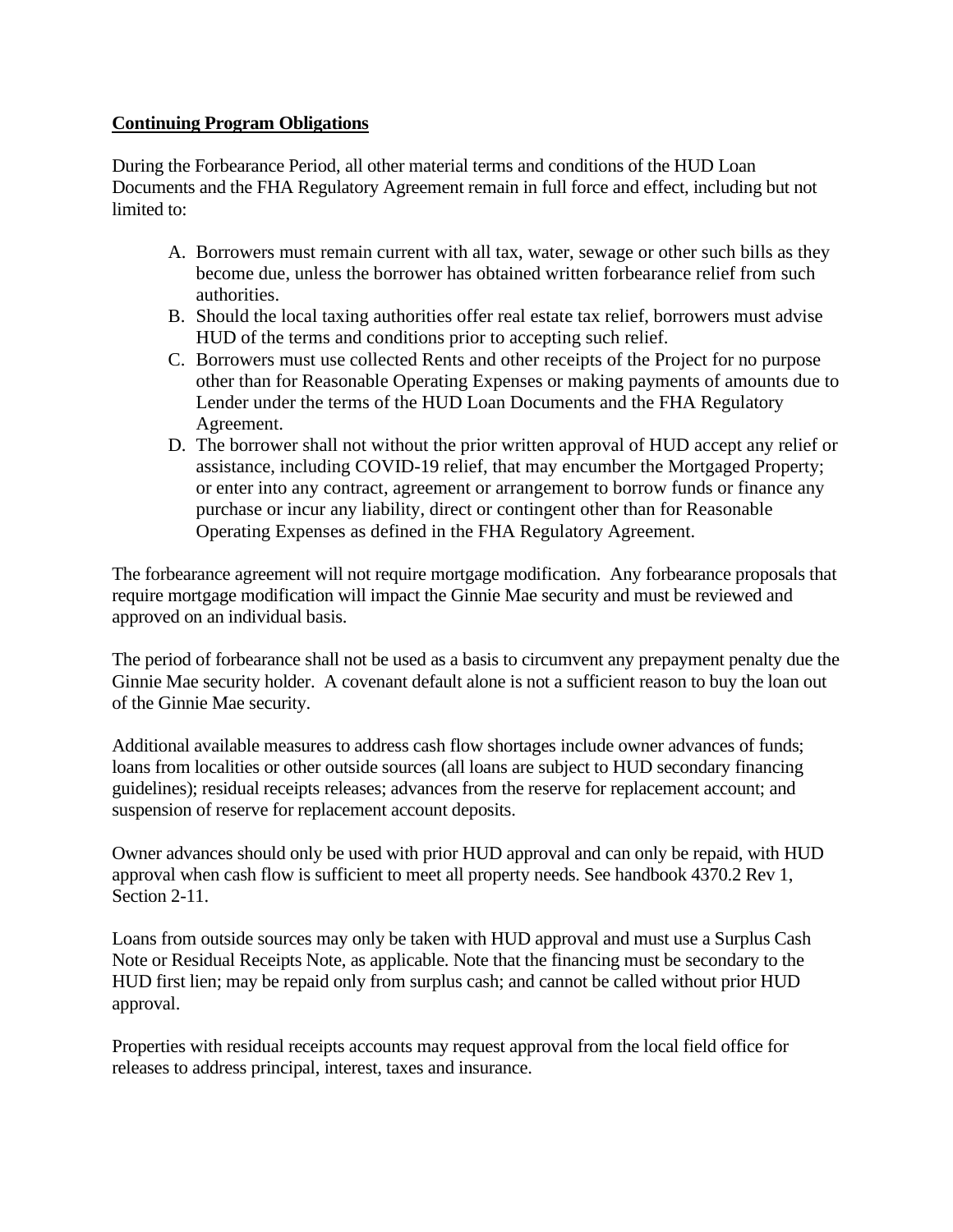**Continuing Program Obligations**

During the Forbearance Period, all other material terms and conditions of the HUD Loan Documents and the FHA Regulatory Agreement remain in full force and effect, including but not limited to:

A. Borrowers must remain current with all tax, water, sewage or other such bills as they become due, unless the borrower has obtained written forbearance relief from such authorities.
B. Should the local taxing authorities offer real estate tax relief, borrowers must advise HUD of the terms and conditions prior to accepting such relief.
C. Borrowers must use collected Rents and other receipts of the Project for no purpose other than for Reasonable Operating Expenses or making payments of amounts due to Lender under the terms of the HUD Loan Documents and the FHA Regulatory Agreement.
D. The borrower shall not without the prior written approval of HUD accept any relief or assistance, including COVID-19 relief, that may encumber the Mortgaged Property; or enter into any contract, agreement or arrangement to borrow funds or finance any purchase or incur any liability, direct or contingent other than for Reasonable Operating Expenses as defined in the FHA Regulatory Agreement.

The forbearance agreement will not require mortgage modification. Any forbearance proposals that require mortgage modification will impact the Ginnie Mae security and must be reviewed and approved on an individual basis.

The period of forbearance shall not be used as a basis to circumvent any prepayment penalty due the Ginnie Mae security holder. A covenant default alone is not a sufficient reason to buy the loan out of the Ginnie Mae security.

Additional available measures to address cash flow shortages include owner advances of funds; loans from localities or other outside sources (all loans are subject to HUD secondary financing guidelines); residual receipts releases; advances from the reserve for replacement account; and suspension of reserve for replacement account deposits.

Owner advances should only be used with prior HUD approval and can only be repaid, with HUD approval when cash flow is sufficient to meet all property needs. See handbook 4370.2 Rev 1, Section 2-11.

Loans from outside sources may only be taken with HUD approval and must use a Surplus Cash Note or Residual Receipts Note, as applicable. Note that the financing must be secondary to the HUD first lien; may be repaid only from surplus cash; and cannot be called without prior HUD approval.

Properties with residual receipts accounts may request approval from the local field office for releases to address principal, interest, taxes and insurance.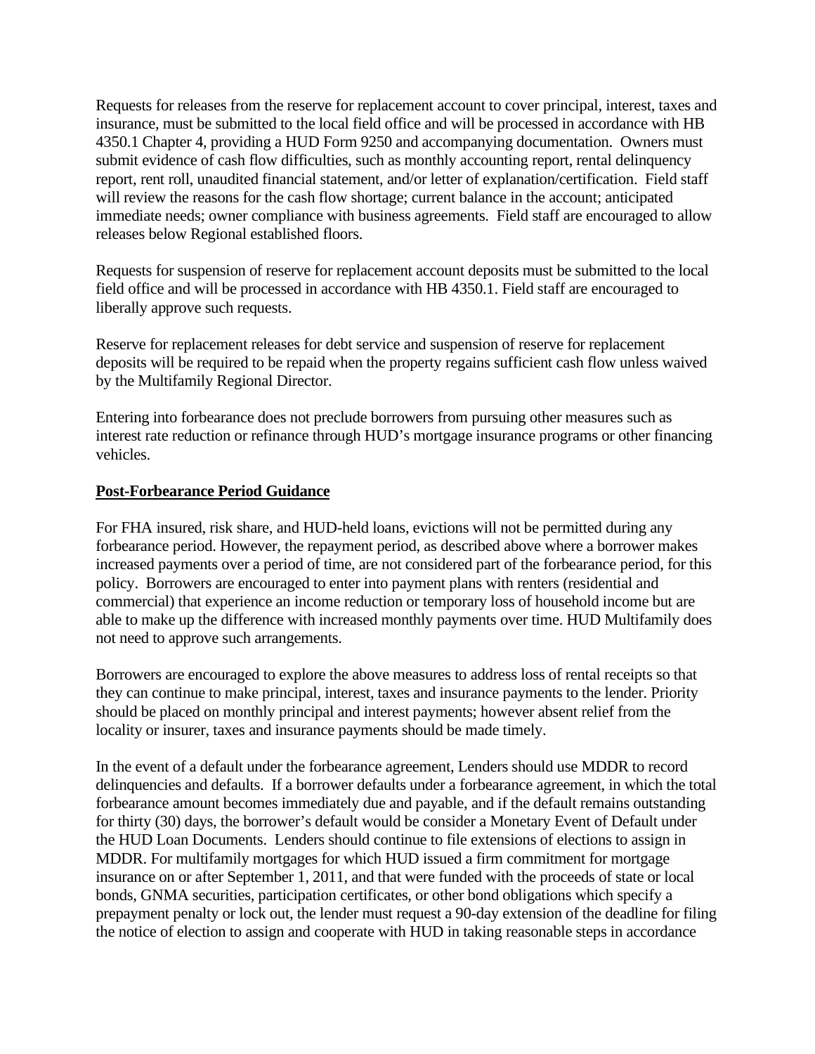Requests for releases from the reserve for replacement account to cover principal, interest, taxes and insurance, must be submitted to the local field office and will be processed in accordance with HB 4350.1 Chapter 4, providing a HUD Form 9250 and accompanying documentation. Owners must submit evidence of cash flow difficulties, such as monthly accounting report, rental delinquency report, rent roll, unaudited financial statement, and/or letter of explanation/certification. Field staff will review the reasons for the cash flow shortage; current balance in the account; anticipated immediate needs; owner compliance with business agreements. Field staff are encouraged to allow releases below Regional established floors.

Requests for suspension of reserve for replacement account deposits must be submitted to the local field office and will be processed in accordance with HB 4350.1. Field staff are encouraged to liberally approve such requests.

Reserve for replacement releases for debt service and suspension of reserve for replacement deposits will be required to be repaid when the property regains sufficient cash flow unless waived by the Multifamily Regional Director.

Entering into forbearance does not preclude borrowers from pursuing other measures such as interest rate reduction or refinance through HUD's mortgage insurance programs or other financing vehicles.

**Post-Forbearance Period Guidance**

For FHA insured, risk share, and HUD-held loans, evictions will not be permitted during any forbearance period. However, the repayment period, as described above where a borrower makes increased payments over a period of time, are not considered part of the forbearance period, for this policy. Borrowers are encouraged to enter into payment plans with renters (residential and commercial) that experience an income reduction or temporary loss of household income but are able to make up the difference with increased monthly payments over time. HUD Multifamily does not need to approve such arrangements.

Borrowers are encouraged to explore the above measures to address loss of rental receipts so that they can continue to make principal, interest, taxes and insurance payments to the lender. Priority should be placed on monthly principal and interest payments; however absent relief from the locality or insurer, taxes and insurance payments should be made timely.

In the event of a default under the forbearance agreement, Lenders should use MDDR to record delinquencies and defaults. If a borrower defaults under a forbearance agreement, in which the total forbearance amount becomes immediately due and payable, and if the default remains outstanding for thirty (30) days, the borrower's default would be consider a Monetary Event of Default under the HUD Loan Documents. Lenders should continue to file extensions of elections to assign in MDDR. For multifamily mortgages for which HUD issued a firm commitment for mortgage insurance on or after September 1, 2011, and that were funded with the proceeds of state or local bonds, GNMA securities, participation certificates, or other bond obligations which specify a prepayment penalty or lock out, the lender must request a 90-day extension of the deadline for filing the notice of election to assign and cooperate with HUD in taking reasonable steps in accordance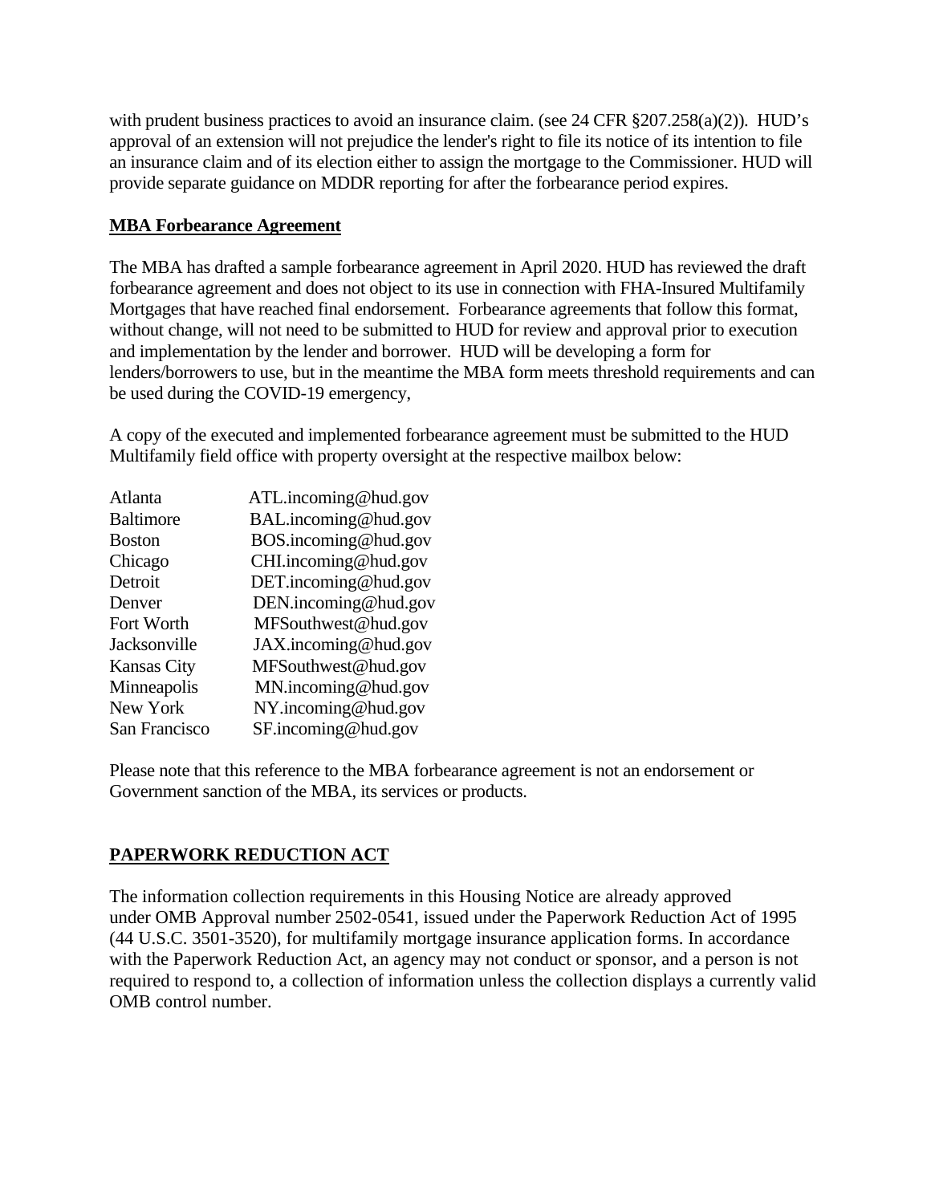with prudent business practices to avoid an insurance claim. (see 24 CFR §207.258(a)(2)). HUD's approval of an extension will not prejudice the lender's right to file its notice of its intention to file an insurance claim and of its election either to assign the mortgage to the Commissioner. HUD will provide separate guidance on MDDR reporting for after the forbearance period expires.

**MBA Forbearance Agreement**

The MBA has drafted a sample forbearance agreement in April 2020. HUD has reviewed the draft forbearance agreement and does not object to its use in connection with FHA-Insured Multifamily Mortgages that have reached final endorsement. Forbearance agreements that follow this format, without change, will not need to be submitted to HUD for review and approval prior to execution and implementation by the lender and borrower. HUD will be developing a form for lenders/borrowers to use, but in the meantime the MBA form meets threshold requirements and can be used during the COVID-19 emergency,

A copy of the executed and implemented forbearance agreement must be submitted to the HUD Multifamily field office with property oversight at the respective mailbox below:

| | |
|---|---|
| Atlanta | ATL.incoming@hud.gov |
| Baltimore | BAL.incoming@hud.gov |
| Boston | BOS.incoming@hud.gov |
| Chicago | CHI.incoming@hud.gov |
| Detroit | DET.incoming@hud.gov |
| Denver | DEN.incoming@hud.gov |
| Fort Worth | MFSouthwest@hud.gov |
| Jacksonville | JAX.incoming@hud.gov |
| Kansas City | MFSouthwest@hud.gov |
| Minneapolis | MN.incoming@hud.gov |
| New York | NY.incoming@hud.gov |
| San Francisco | SF.incoming@hud.gov |

Please note that this reference to the MBA forbearance agreement is not an endorsement or Government sanction of the MBA, its services or products.

## PAPERWORK REDUCTION ACT

The information collection requirements in this Housing Notice are already approved under OMB Approval number 2502-0541, issued under the Paperwork Reduction Act of 1995 (44 U.S.C. 3501-3520), for multifamily mortgage insurance application forms. In accordance with the Paperwork Reduction Act, an agency may not conduct or sponsor, and a person is not required to respond to, a collection of information unless the collection displays a currently valid OMB control number.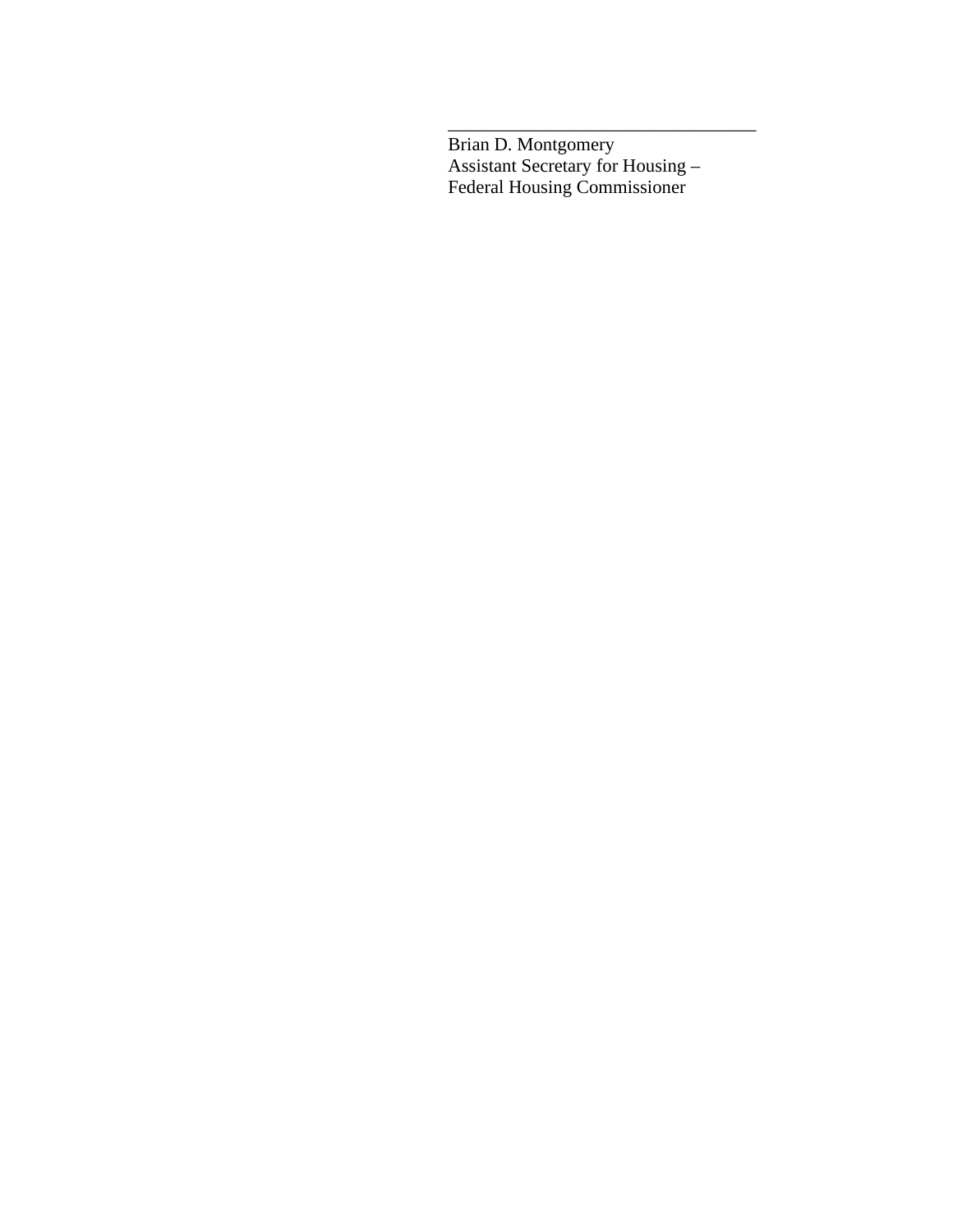\_\_\_\_\_\_\_\_\_\_\_\_\_\_\_\_\_\_\_\_\_\_\_\_\_\_\_\_\_\_\_\_\_\_

Brian D. Montgomery
Assistant Secretary for Housing –
Federal Housing Commissioner